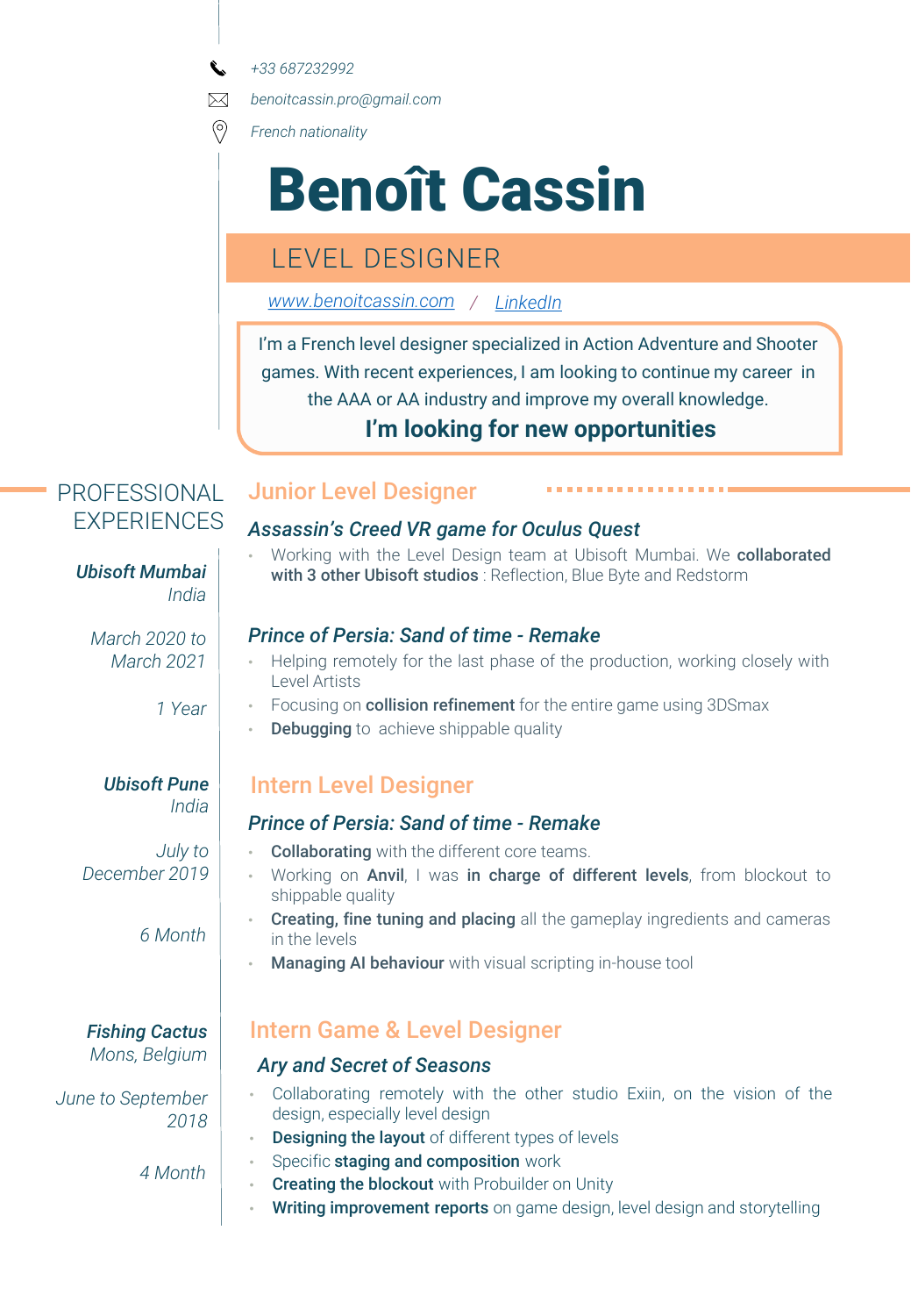+33 687232992

benoitcassin.pro@gmail.com

French nationality

# Benoît Cassin

## LEVEL DESIGNER

www.benoitcassin.com / LinkedIn

I'm a French level designer specialized in Action Adventure and Shooter games. With recent experiences, I am looking to continue my career in the AAA or AA industry and improve my overall knowledge.

**I'm looking for new opportunities**

## PROFESSIONAL EXPERIENCES

### Junior Level Designer

***Ubisoft Mumbai*** *India*

*March 2020 to March 2021*

*1 Year*

#### *Assassin's Creed VR game for Oculus Quest*

- Working with the Level Design team at Ubisoft Mumbai. We **collaborated with 3 other Ubisoft studios** : Reflection, Blue Byte and Redstorm

#### *Prince of Persia: Sand of time - Remake*

- Helping remotely for the last phase of the production, working closely with Level Artists
- Focusing on **collision refinement** for the entire game using 3DSmax
- **Debugging** to achieve shippable quality

### Intern Level Designer

***Ubisoft Pune*** *India*

*July to December 2019*

*6 Month*

#### *Prince of Persia: Sand of time - Remake*

- **Collaborating** with the different core teams.
- Working on **Anvil**, I was **in charge of different levels**, from blockout to shippable quality
- **Creating, fine tuning and placing** all the gameplay ingredients and cameras in the levels
- **Managing AI behaviour** with visual scripting in-house tool

### Intern Game & Level Designer

***Fishing Cactus*** *Mons, Belgium*

*June to September 2018*

*4 Month*

#### *Ary and Secret of Seasons*

- Collaborating remotely with the other studio Exiin, on the vision of the design, especially level design
- **Designing the layout** of different types of levels
- Specific **staging and composition** work
- **Creating the blockout** with Probuilder on Unity
- **Writing improvement reports** on game design, level design and storytelling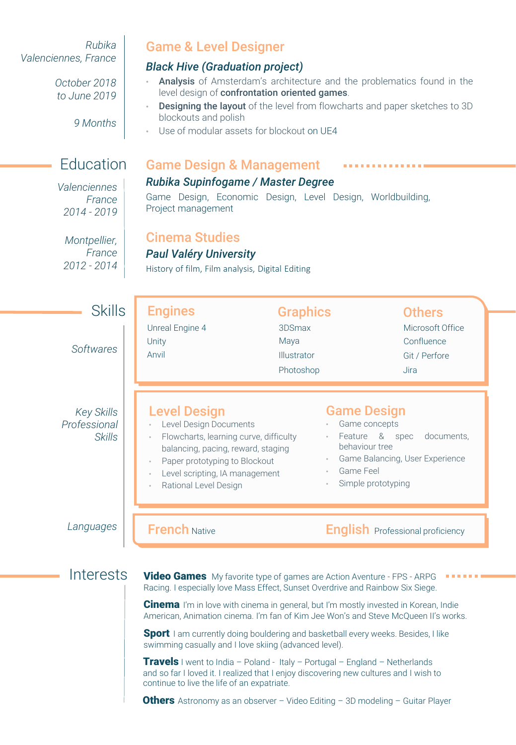Rubika
Valenciennes, France

October 2018
to June 2019

9 Months

### Game & Level Designer

***Black Hive (Graduation project)***

- **Analysis** of Amsterdam's architecture and the problematics found in the level design of **confrontation oriented games**.
- **Designing the layout** of the level from flowcharts and paper sketches to 3D blockouts and polish
- Use of modular assets for blockout on UE4

## Education

*Valenciennes*
*France*
*2014 - 2019*

### Game Design & Management

***Rubika Supinfogame / Master Degree***

Game Design, Economic Design, Level Design, Worldbuilding, Project management

*Montpellier,*
*France*
*2012 - 2014*

### Cinema Studies

***Paul Valéry University***

History of film, Film analysis, Digital Editing

## Skills

*Softwares*

| Engines | Graphics | Others |
|---|---|---|
| Unreal Engine 4 | 3DSmax | Microsoft Office |
| Unity | Maya | Confluence |
| Anvil | Illustrator | Git / Perfore |
| | Photoshop | Jira |

*Key Skills*
*Professional Skills*

### Level Design

- Level Design Documents
- Flowcharts, learning curve, difficulty balancing, pacing, reward, staging
- Paper prototyping to Blockout
- Level scripting, IA management
- Rational Level Design

### Game Design

- Game concepts
- Feature & spec documents, behaviour tree
- Game Balancing, User Experience
- Game Feel
- Simple prototyping

*Languages*

**French** Native

**English** Professional proficiency

## Interests

**Video Games** My favorite type of games are Action Aventure - FPS - ARPG Racing. I especially love Mass Effect, Sunset Overdrive and Rainbow Six Siege.

**Cinema** I'm in love with cinema in general, but I'm mostly invested in Korean, Indie American, Animation cinema. I'm fan of Kim Jee Won's and Steve McQueen II's works.

**Sport** I am currently doing bouldering and basketball every weeks. Besides, I like swimming casually and I love skiing (advanced level).

**Travels** I went to India – Poland - Italy – Portugal – England – Netherlands and so far I loved it. I realized that I enjoy discovering new cultures and I wish to continue to live the life of an expatriate.

**Others** Astronomy as an observer – Video Editing – 3D modeling – Guitar Player